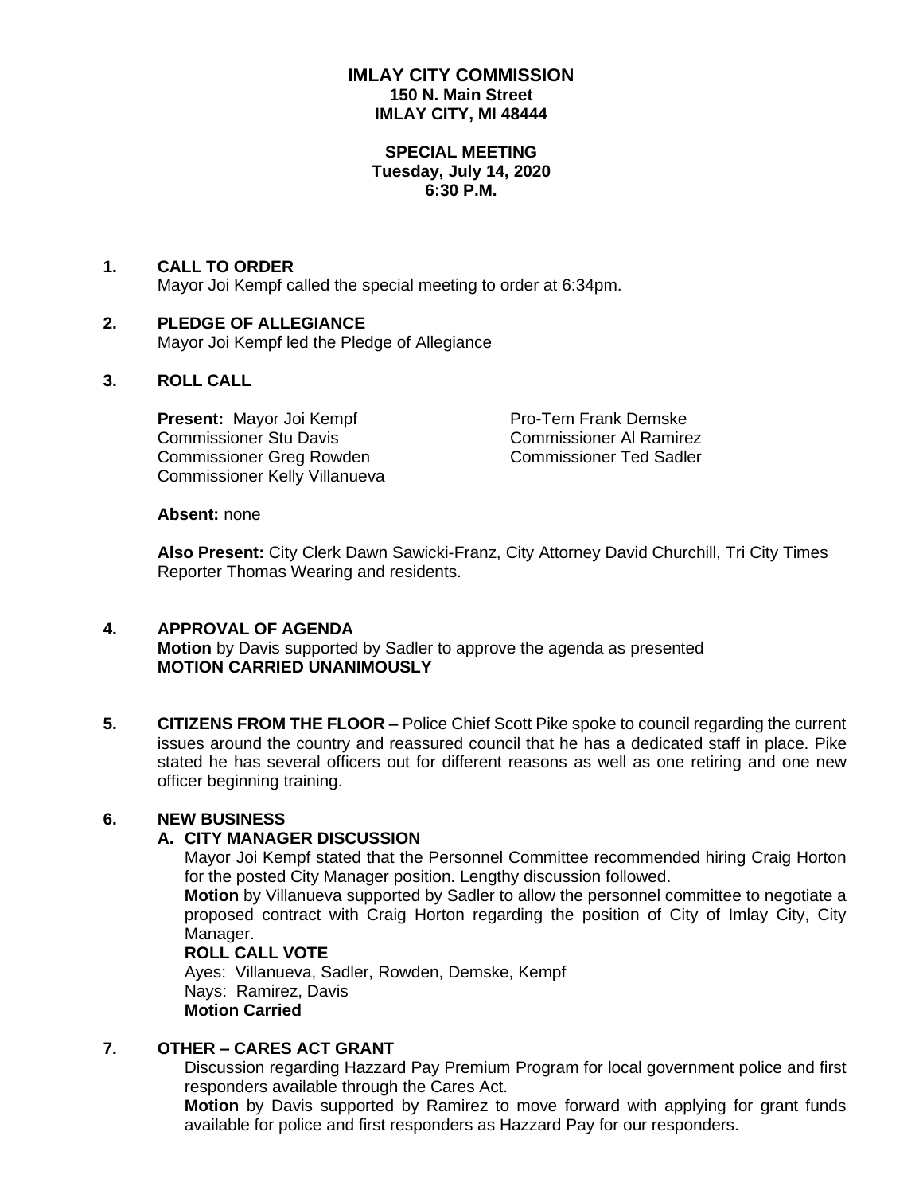**IMLAY CITY COMMISSION**
**150 N. Main Street**
**IMLAY CITY, MI 48444**

**SPECIAL MEETING**
**Tuesday, July 14, 2020**
**6:30 P.M.**

**1. CALL TO ORDER**
Mayor Joi Kempf called the special meeting to order at 6:34pm.

**2. PLEDGE OF ALLEGIANCE**
Mayor Joi Kempf led the Pledge of Allegiance

**3. ROLL CALL**

**Present:** Mayor Joi Kempf
Pro-Tem Frank Demske
Commissioner Stu Davis
Commissioner Al Ramirez
Commissioner Greg Rowden
Commissioner Ted Sadler
Commissioner Kelly Villanueva

**Absent:** none

**Also Present:** City Clerk Dawn Sawicki-Franz, City Attorney David Churchill, Tri City Times Reporter Thomas Wearing and residents.

**4. APPROVAL OF AGENDA**
**Motion** by Davis supported by Sadler to approve the agenda as presented
**MOTION CARRIED UNANIMOUSLY**

**5. CITIZENS FROM THE FLOOR –** Police Chief Scott Pike spoke to council regarding the current issues around the country and reassured council that he has a dedicated staff in place. Pike stated he has several officers out for different reasons as well as one retiring and one new officer beginning training.

**6. NEW BUSINESS**

**A. CITY MANAGER DISCUSSION**

Mayor Joi Kempf stated that the Personnel Committee recommended hiring Craig Horton for the posted City Manager position. Lengthy discussion followed.

**Motion** by Villanueva supported by Sadler to allow the personnel committee to negotiate a proposed contract with Craig Horton regarding the position of City of Imlay City, City Manager.

**ROLL CALL VOTE**
Ayes: Villanueva, Sadler, Rowden, Demske, Kempf
Nays: Ramirez, Davis
**Motion Carried**

**7. OTHER – CARES ACT GRANT**

Discussion regarding Hazzard Pay Premium Program for local government police and first responders available through the Cares Act.

**Motion** by Davis supported by Ramirez to move forward with applying for grant funds available for police and first responders as Hazzard Pay for our responders.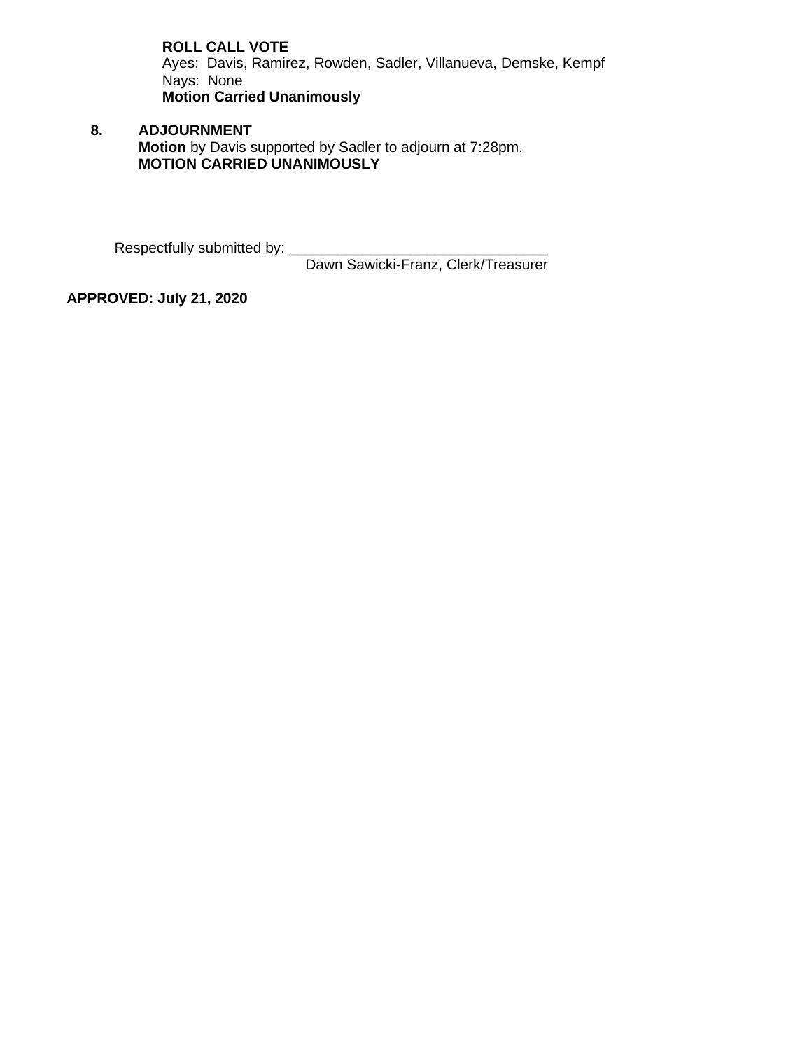**ROLL CALL VOTE**
Ayes: Davis, Ramirez, Rowden, Sadler, Villanueva, Demske, Kempf
Nays: None
**Motion Carried Unanimously**

**8. ADJOURNMENT**
**Motion** by Davis supported by Sadler to adjourn at 7:28pm.
**MOTION CARRIED UNANIMOUSLY**

Respectfully submitted by: _______________________________
Dawn Sawicki-Franz, Clerk/Treasurer

**APPROVED: July 21, 2020**